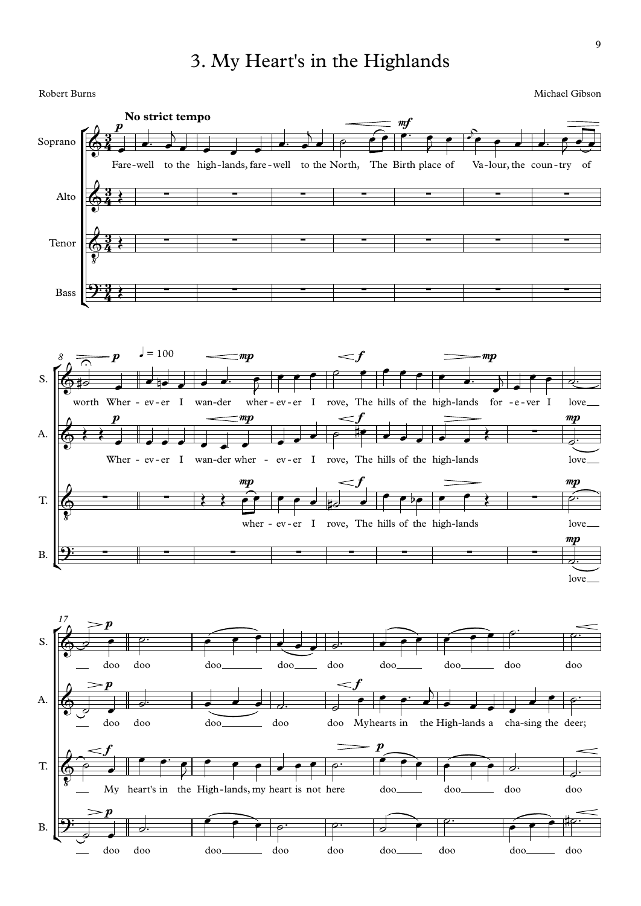# 3. My Heart's in the Highlands

Robert Burns

Michael Gibson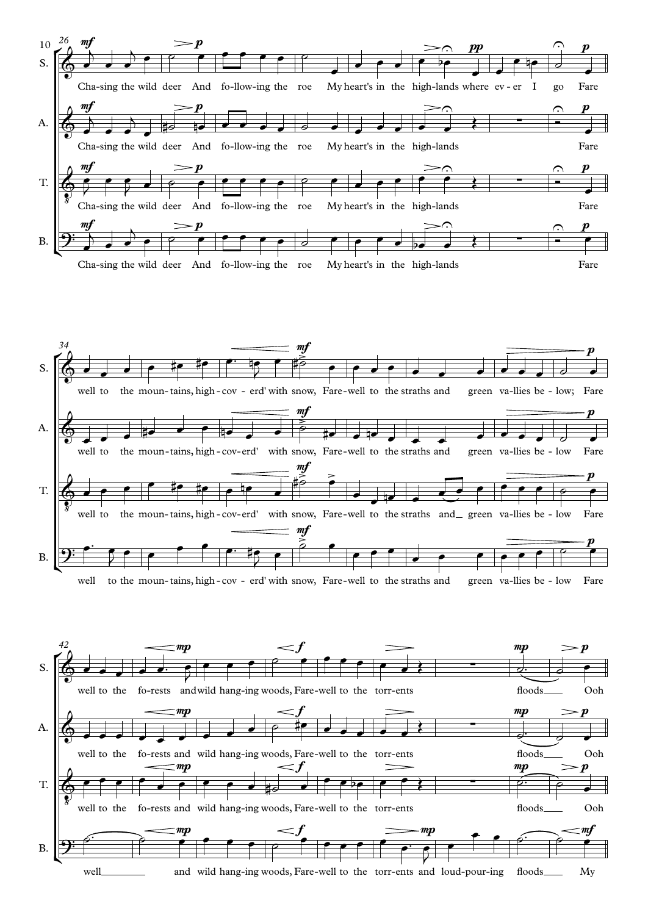**S.** Cha-sing the wild deer And fo-llow-ing the roe My heart's in the high-lands where ev-er I go Fare

**A.** Cha-sing the wild deer And fo-llow-ing the roe My heart's in the high-lands Fare

**T.** Cha-sing the wild deer And fo-llow-ing the roe My heart's in the high-lands Fare

**B.** Cha-sing the wild deer And fo-llow-ing the roe My heart's in the high-lands Fare

**S.** well to the moun-tains, high-cov-erd' with snow, Fare-well to the straths and green va-llies be-low; Fare

**A.** well to the moun-tains, high-cov-erd' with snow, Fare-well to the straths and green va-llies be-low Fare

**T.** well to the moun-tains, high-cov-erd' with snow, Fare-well to the straths and green va-llies be-low Fare

**B.** well to the moun-tains, high-cov-erd' with snow, Fare-well to the straths and green va-llies be-low Fare

**S.** well to the fo-rests and wild hang-ing woods, Fare-well to the torr-ents floods Ooh

**A.** well to the fo-rests and wild hang-ing woods, Fare-well to the torr-ents floods Ooh

**T.** well to the fo-rests and wild hang-ing woods, Fare-well to the torr-ents floods Ooh

**B.** well and wild hang-ing woods, Fare-well to the torr-ents and loud-pour-ing floods My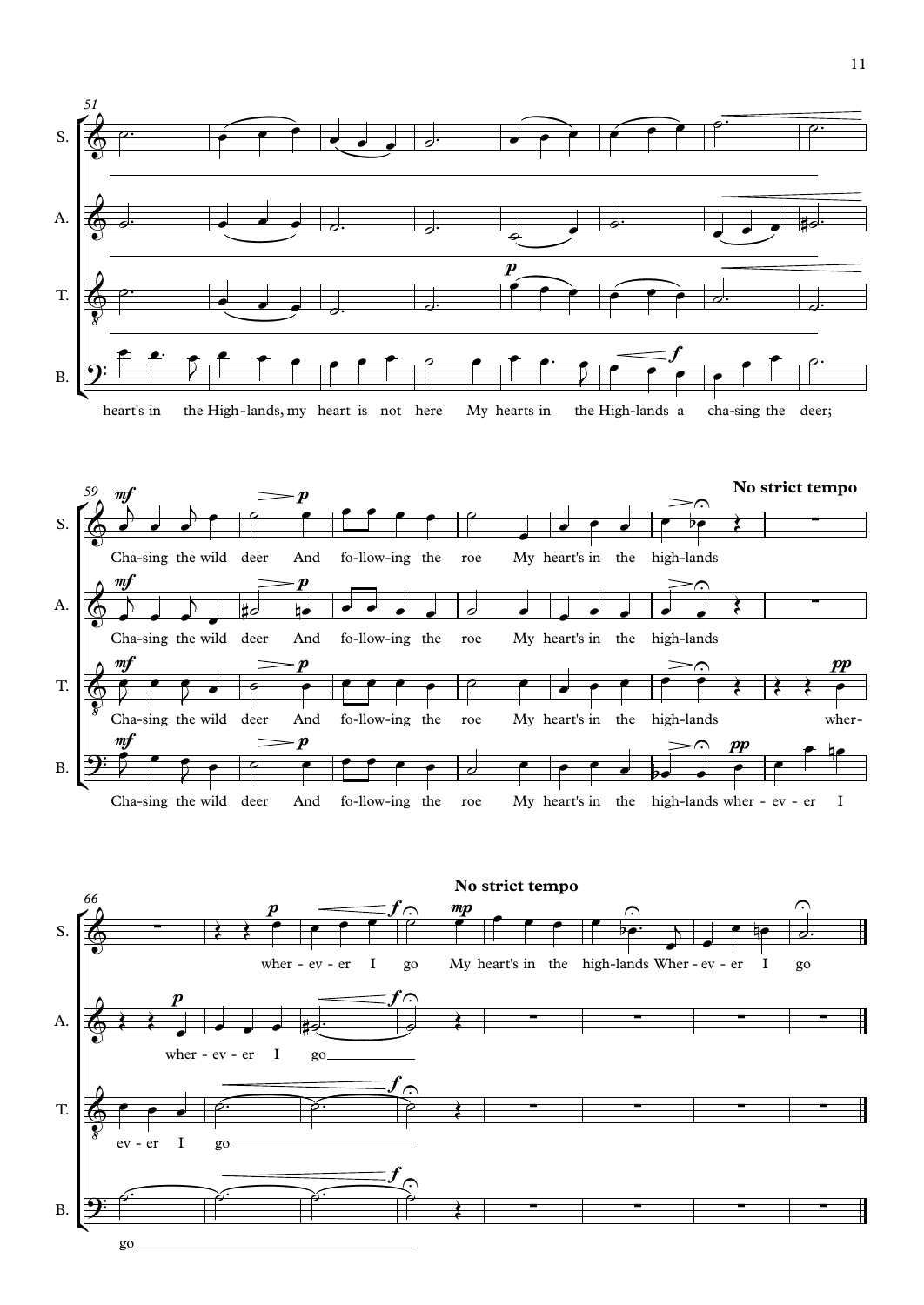S.
A.
T.
B.

heart's in the High-lands, my heart is not here My hearts in the High-lands a cha-sing the deer;

**No strict tempo**

S. Cha-sing the wild deer And fo-llow-ing the roe My heart's in the high-lands

A. Cha-sing the wild deer And fo-llow-ing the roe My heart's in the high-lands

T. Cha-sing the wild deer And fo-llow-ing the roe My heart's in the high-lands wher-

B. Cha-sing the wild deer And fo-llow-ing the roe My heart's in the high-lands wher - ev - er I

**No strict tempo**

S. wher - ev - er I go My heart's in the high-lands Wher - ev - er I go

A. wher - ev - er I go

T. ev - er I go

B. go